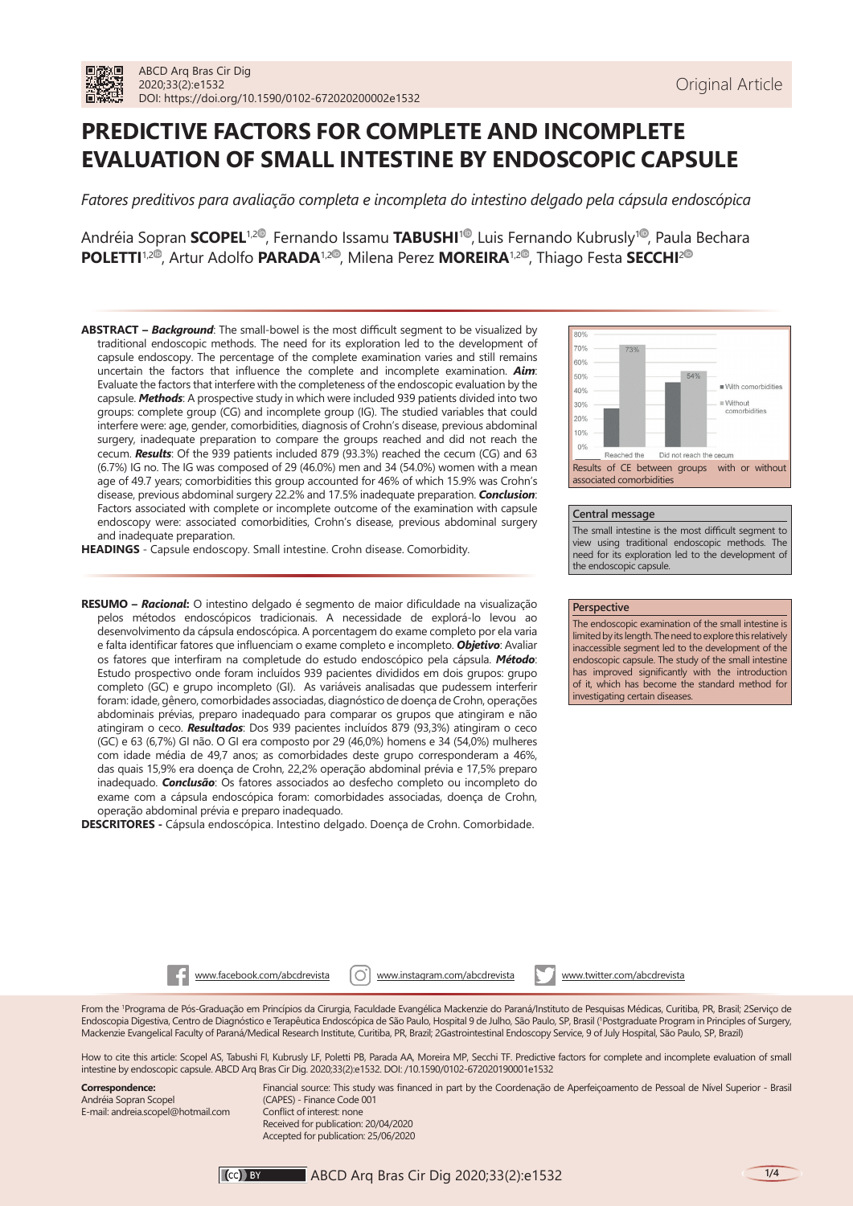# PREDICTIVE FACTORS FOR COMPLETE AND INCOMPLETE EVALUATION OF SMALL INTESTINE BY ENDOSCOPIC CAPSULE

*Fatores preditivos para avaliação completa e incompleta do intestino delgado pela cápsula endoscópica*

Andréia Sopran **SCOPEL**[1,2], Fernando Issamu **TABUSHI**[1], Luis Fernando Kubrusly[1], Paula Bechara **POLETTI**[1,2], Artur Adolfo **PARADA**[1,2], Milena Perez **MOREIRA**[1,2], Thiago Festa **SECCHI**[2]

**ABSTRACT –** ***Background***: The small-bowel is the most difficult segment to be visualized by traditional endoscopic methods. The need for its exploration led to the development of capsule endoscopy. The percentage of the complete examination varies and still remains uncertain the factors that influence the complete and incomplete examination. ***Aim***: Evaluate the factors that interfere with the completeness of the endoscopic evaluation by the capsule. ***Methods***: A prospective study in which were included 939 patients divided into two groups: complete group (CG) and incomplete group (IG). The studied variables that could interfere were: age, gender, comorbidities, diagnosis of Crohn's disease, previous abdominal surgery, inadequate preparation to compare the groups reached and did not reach the cecum. ***Results***: Of the 939 patients included 879 (93.3%) reached the cecum (CG) and 63 (6.7%) IG no. The IG was composed of 29 (46.0%) men and 34 (54.0%) women with a mean age of 49.7 years; comorbidities this group accounted for 46% of which 15.9% was Crohn's disease, previous abdominal surgery 22.2% and 17.5% inadequate preparation. ***Conclusion***: Factors associated with complete or incomplete outcome of the examination with capsule endoscopy were: associated comorbidities, Crohn's disease, previous abdominal surgery and inadequate preparation.

**HEADINGS** - Capsule endoscopy. Small intestine. Crohn disease. Comorbidity.

**RESUMO –** ***Racional:*** O intestino delgado é segmento de maior dificuldade na visualização pelos métodos endoscópicos tradicionais. A necessidade de explorá-lo levou ao desenvolvimento da cápsula endoscópica. A porcentagem do exame completo por ela varia e falta identificar fatores que influenciam o exame completo e incompleto. ***Objetivo***: Avaliar os fatores que interfiram na completude do estudo endoscópico pela cápsula. ***Método***: Estudo prospectivo onde foram incluídos 939 pacientes divididos em dois grupos: grupo completo (GC) e grupo incompleto (GI). As variáveis analisadas que pudessem interferir foram: idade, gênero, comorbidades associadas, diagnóstico de doença de Crohn, operações abdominais prévias, preparo inadequado para comparar os grupos que atingiram e não atingiram o ceco. ***Resultados***: Dos 939 pacientes incluídos 879 (93,3%) atingiram o ceco (GC) e 63 (6,7%) GI não. O GI era composto por 29 (46,0%) homens e 34 (54,0%) mulheres com idade média de 49,7 anos; as comorbidades deste grupo corresponderam a 46%, das quais 15,9% era doença de Crohn, 22,2% operação abdominal prévia e 17,5% preparo inadequado. ***Conclusão***: Os fatores associados ao desfecho completo ou incompleto do exame com a cápsula endoscópica foram: comorbidades associadas, doença de Crohn, operação abdominal prévia e preparo inadequado.

**DESCRITORES -** Cápsula endoscópica. Intestino delgado. Doença de Crohn. Comorbidade.

Results of CE between groups with or without associated comorbidities

**Central message**

The small intestine is the most difficult segment to view using traditional endoscopic methods. The need for its exploration led to the development of the endoscopic capsule.

**Perspective**

The endoscopic examination of the small intestine is limited by its length. The need to explore this relatively inaccessible segment led to the development of the endoscopic capsule. The study of the small intestine has improved significantly with the introduction of it, which has become the standard method for investigating certain diseases.

www.facebook.com/abcdrevista www.instagram.com/abcdrevista www.twitter.com/abcdrevista

From the [1]Programa de Pós-Graduação em Princípios da Cirurgia, Faculdade Evangélica Mackenzie do Paraná/Instituto de Pesquisas Médicas, Curitiba, PR, Brasil; 2Serviço de Endoscopia Digestiva, Centro de Diagnóstico e Terapêutica Endoscópica de São Paulo, Hospital 9 de Julho, São Paulo, SP, Brasil ([1]Postgraduate Program in Principles of Surgery, Mackenzie Evangelical Faculty of Paraná/Medical Research Institute, Curitiba, PR, Brazil; 2Gastrointestinal Endoscopy Service, 9 of July Hospital, São Paulo, SP, Brazil)

How to cite this article: Scopel AS, Tabushi FI, Kubrusly LF, Poletti PB, Parada AA, Moreira MP, Secchi TF. Predictive factors for complete and incomplete evaluation of small intestine by endoscopic capsule. ABCD Arq Bras Cir Dig. 2020;33(2):e1532. DOI: /10.1590/0102-672020190001e1532

**Correspondence:**
Andréia Sopran Scopel
E-mail: andreia.scopel@hotmail.com

Financial source: This study was financed in part by the Coordenação de Aperfeiçoamento de Pessoal de Nível Superior - Brasil (CAPES) - Finance Code 001
Conflict of interest: none
Received for publication: 20/04/2020
Accepted for publication: 25/06/2020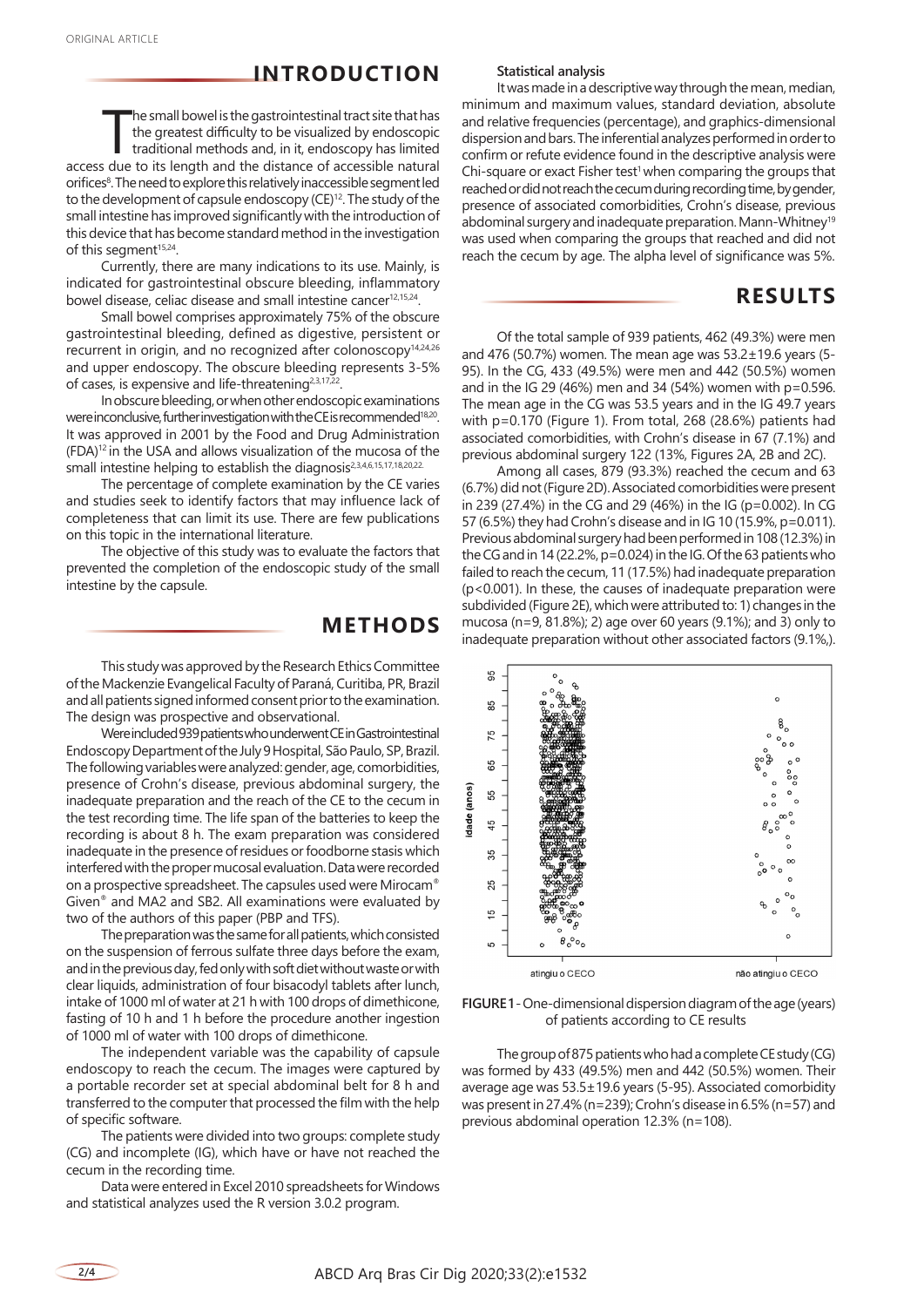## INTRODUCTION

The small bowel is the gastrointestinal tract site that has the greatest difficulty to be visualized by endoscopic traditional methods and, in it, endoscopy has limited access due to its length and the distance of accessible natural orifices[8]. The need to explore this relatively inaccessible segment led to the development of capsule endoscopy (CE)[12]. The study of the small intestine has improved significantly with the introduction of this device that has become standard method in the investigation of this segment[15,24].

Currently, there are many indications to its use. Mainly, is indicated for gastrointestinal obscure bleeding, inflammatory bowel disease, celiac disease and small intestine cancer[12,15,24].

Small bowel comprises approximately 75% of the obscure gastrointestinal bleeding, defined as digestive, persistent or recurrent in origin, and no recognized after colonoscopy[14,24,26] and upper endoscopy. The obscure bleeding represents 3-5% of cases, is expensive and life-threatening[2,3,17,22].

In obscure bleeding, or when other endoscopic examinations were inconclusive, further investigation with the CE is recommended[18,20]. It was approved in 2001 by the Food and Drug Administration (FDA)[12] in the USA and allows visualization of the mucosa of the small intestine helping to establish the diagnosis[2,3,4,6,15,17,18,20,22].

The percentage of complete examination by the CE varies and studies seek to identify factors that may influence lack of completeness that can limit its use. There are few publications on this topic in the international literature.

The objective of this study was to evaluate the factors that prevented the completion of the endoscopic study of the small intestine by the capsule.

## METHODS

This study was approved by the Research Ethics Committee of the Mackenzie Evangelical Faculty of Paraná, Curitiba, PR, Brazil and all patients signed informed consent prior to the examination. The design was prospective and observational.

Were included 939 patients who underwent CE in Gastrointestinal Endoscopy Department of the July 9 Hospital, São Paulo, SP, Brazil. The following variables were analyzed: gender, age, comorbidities, presence of Crohn's disease, previous abdominal surgery, the inadequate preparation and the reach of the CE to the cecum in the test recording time. The life span of the batteries to keep the recording is about 8 h. The exam preparation was considered inadequate in the presence of residues or foodborne stasis which interfered with the proper mucosal evaluation. Data were recorded on a prospective spreadsheet. The capsules used were Mirocam® Given® and MA2 and SB2. All examinations were evaluated by two of the authors of this paper (PBP and TFS).

The preparation was the same for all patients, which consisted on the suspension of ferrous sulfate three days before the exam, and in the previous day, fed only with soft diet without waste or with clear liquids, administration of four bisacodyl tablets after lunch, intake of 1000 ml of water at 21 h with 100 drops of dimethicone, fasting of 10 h and 1 h before the procedure another ingestion of 1000 ml of water with 100 drops of dimethicone.

The independent variable was the capability of capsule endoscopy to reach the cecum. The images were captured by a portable recorder set at special abdominal belt for 8 h and transferred to the computer that processed the film with the help of specific software.

The patients were divided into two groups: complete study (CG) and incomplete (IG), which have or have not reached the cecum in the recording time.

Data were entered in Excel 2010 spreadsheets for Windows and statistical analyzes used the R version 3.0.2 program.

### Statistical analysis

It was made in a descriptive way through the mean, median, minimum and maximum values, standard deviation, absolute and relative frequencies (percentage), and graphics-dimensional dispersion and bars. The inferential analyzes performed in order to confirm or refute evidence found in the descriptive analysis were Chi-square or exact Fisher test[1] when comparing the groups that reached or did not reach the cecum during recording time, by gender, presence of associated comorbidities, Crohn's disease, previous abdominal surgery and inadequate preparation. Mann-Whitney[19] was used when comparing the groups that reached and did not reach the cecum by age. The alpha level of significance was 5%.

## RESULTS

Of the total sample of 939 patients, 462 (49.3%) were men and 476 (50.7%) women. The mean age was 53.2±19.6 years (5-95). In the CG, 433 (49.5%) were men and 442 (50.5%) women and in the IG 29 (46%) men and 34 (54%) women with p=0.596. The mean age in the CG was 53.5 years and in the IG 49.7 years with p=0.170 (Figure 1). From total, 268 (28.6%) patients had associated comorbidities, with Crohn's disease in 67 (7.1%) and previous abdominal surgery 122 (13%, Figures 2A, 2B and 2C).

Among all cases, 879 (93.3%) reached the cecum and 63 (6.7%) did not (Figure 2D). Associated comorbidities were present in 239 (27.4%) in the CG and 29 (46%) in the IG (p=0.002). In CG 57 (6.5%) they had Crohn's disease and in IG 10 (15.9%, p=0.011). Previous abdominal surgery had been performed in 108 (12.3%) in the CG and in 14 (22.2%, p=0.024) in the IG. Of the 63 patients who failed to reach the cecum, 11 (17.5%) had inadequate preparation (p<0.001). In these, the causes of inadequate preparation were subdivided (Figure 2E), which were attributed to: 1) changes in the mucosa (n=9, 81.8%); 2) age over 60 years (9.1%); and 3) only to inadequate preparation without other associated factors (9.1%,).

FIGURE 1 - One-dimensional dispersion diagram of the age (years) of patients according to CE results

The group of 875 patients who had a complete CE study (CG) was formed by 433 (49.5%) men and 442 (50.5%) women. Their average age was 53.5±19.6 years (5-95). Associated comorbidity was present in 27.4% (n=239); Crohn's disease in 6.5% (n=57) and previous abdominal operation 12.3% (n=108).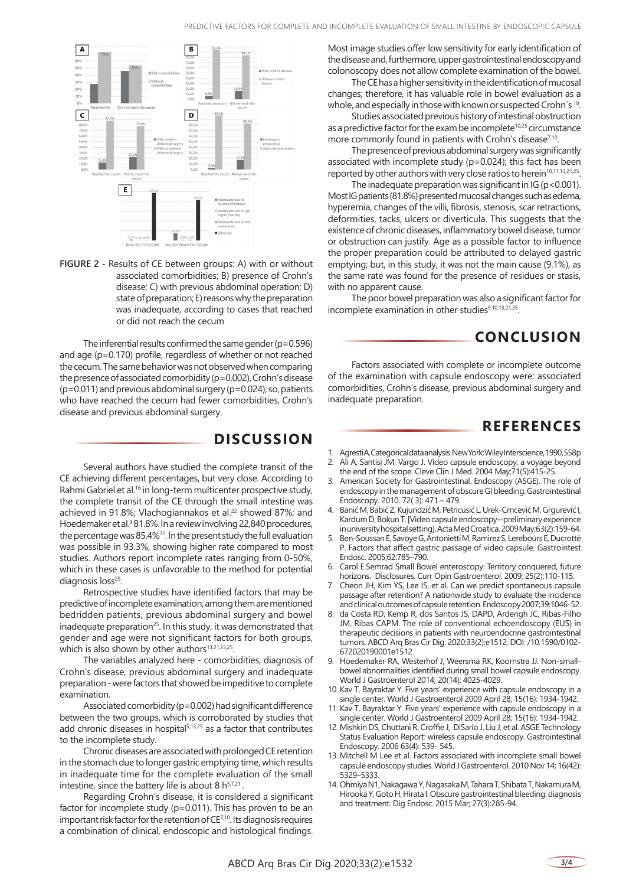FIGURE 2 - Results of CE between groups: A) with or without associated comorbidities; B) presence of Crohn's disease; C) with previous abdominal operation; D) state of preparation; E) reasons why the preparation was inadequate, according to cases that reached or did not reach the cecum

The inferential results confirmed the same gender (p=0.596) and age (p=0.170) profile, regardless of whether or not reached the cecum. The same behavior was not observed when comparing the presence of associated comorbidity (p=0.002), Crohn's disease (p=0.011) and previous abdominal surgery (p=0.024); so, patients who have reached the cecum had fewer comorbidities, Crohn's disease and previous abdominal surgery.

## DISCUSSION

Several authors have studied the complete transit of the CE achieving different percentages, but very close. According to Rahmi Gabriel et al.[16] in long-term multicenter prospective study, the complete transit of the CE through the small intestine was achieved in 91.8%; Vlachogiannakos et al.[22] showed 87%; and Hoedemaker et al.[9] 81.8%. In a review involving 22,840 procedures, the percentage was 85.4%[11]. In the present study the full evaluation was possible in 93.3%, showing higher rate compared to most studies. Authors report incomplete rates ranging from 0-50%, which in these cases is unfavorable to the method for potential diagnosis loss[25].

Retrospective studies have identified factors that may be predictive of incomplete examination; among them are mentioned bedridden patients, previous abdominal surgery and bowel inadequate preparation[25]. In this study, it was demonstrated that gender and age were not significant factors for both groups, which is also shown by other authors[13,21,23,25].

The variables analyzed here - comorbidities, diagnosis of Crohn's disease, previous abdominal surgery and inadequate preparation - were factors that showed be impeditive to complete examination.

Associated comorbidity (p=0.002) had significant difference between the two groups, which is corroborated by studies that add chronic diseases in hospital[5,13,25] as a factor that contributes to the incomplete study.

Chronic diseases are associated with prolonged CE retention in the stomach due to longer gastric emptying time, which results in inadequate time for the complete evaluation of the small intestine, since the battery life is about 8 h[5,7,21].

Regarding Crohn's disease, it is considered a significant factor for incomplete study (p=0.011). This has proven to be an important risk factor for the retention of CE[7,10]. Its diagnosis requires a combination of clinical, endoscopic and histological findings. Most image studies offer low sensitivity for early identification of the disease and, furthermore, upper gastrointestinal endoscopy and colonoscopy does not allow complete examination of the bowel.

The CE has a higher sensitivity in the identification of mucosal changes; therefore, it has valuable role in bowel evaluation as a whole, and especially in those with known or suspected Crohn´s [10].

Studies associated previous history of intestinal obstruction as a predictive factor for the exam be incomplete[10,25] circumstance more commonly found in patients with Crohn's disease[7,10].

The presence of previous abdominal surgery was significantly associated with incomplete study (p=0.024); this fact has been reported by other authors with very close ratios to herein[10,11,13,21,25].

The inadequate preparation was significant in IG (p<0.001). Most IG patients (81.8%) presented mucosal changes such as edema, hyperemia, changes of the villi, fibrosis, stenosis, scar retractions, deformities, tacks, ulcers or diverticula. This suggests that the existence of chronic diseases, inflammatory bowel disease, tumor or obstruction can justify. Age as a possible factor to influence the proper preparation could be attributed to delayed gastric emptying; but, in this study, it was not the main cause (9.1%), as the same rate was found for the presence of residues or stasis, with no apparent cause.

The poor bowel preparation was also a significant factor for incomplete examination in other studies[9,10,13,21,25].

## CONCLUSION

Factors associated with complete or incomplete outcome of the examination with capsule endoscopy were: associated comorbidities, Crohn's disease, previous abdominal surgery and inadequate preparation.

## REFERENCES

1. Agresti A. Categorical data analysis. New York: Wiley Interscience, 1990, 558p
2. Ali A, Santisi JM, Vargo J. Video capsule endoscopy: a voyage beyond the end of the scope. Cleve Clin J Med. 2004 May;71(5):415-25.
3. American Society for Gastrointestinal. Endoscopy (ASGE). The role of endoscopy in the management of obscure GI bleeding. Gastrointestinal Endoscopy. 2010. 72( 3): 471 – 479.
4. Banić M, Babić Z, Kujundzić M, Petricusić L, Urek-Crnčević M, Grgurević I, Kardum D, Bokun T. [Video capsule endoscopy--preliminary experience in university hospital setting]. Acta Med Croatica. 2009 May;63(2):159-64.
5. Ben-Soussan E, Savoye G, Antonietti M, Ramirez S, Lerebours E, Ducrotté P. Factors that affect gastric passage of video capsule. Gastrointest Endosc. 2005;62:785–790.
6. Carol E.Semrad Small Bowel enteroscopy: Territory conquered, future horizons. Disclosures. Curr Opin Gastroenterol. 2009; 25(2):110-115.
7. Cheon JH, Kim YS, Lee IS, et al. Can we predict spontaneous capsule passage after retention? A nationwide study to evaluate the incidence and clinical outcomes of capsule retention. Endoscopy 2007;39:1046-52.
8. da Costa RD, Kemp R, dos Santos JS, DAPD, Ardengh JC, Ribas-Filho JM, Ribas CAPM. The role of conventional echoendoscopy (EUS) in therapeutic decisions in patients with neuroendocrine gastrointestinal tumors. ABCD Arq Bras Cir Dig. 2020;33(2):e1512. DOI: /10.1590/0102-672020190001e1512
9. Hoedemaker RA, Westerhof J, Weersma RK, Koornstra JJ. Non-small-bowel abnormalities identified during small bowel capsule endoscopy. World J Gastroenterol 2014; 20(14): 4025-4029.
10. Kav T, Bayraktar Y. Five years' experience with capsule endoscopy in a single center. World J Gastroenterol 2009 April 28; 15(16): 1934-1942.
11. Kav T, Bayraktar Y. Five years' experience with capsule endoscopy in a single center. World J Gastroenterol 2009 April 28; 15(16): 1934-1942.
12. Mishkin DS, Chuttani R, Croffie J, DiSario J, Liu J, et al. ASGE Technology Status Evaluation Report: wireless capsule endoscopy. Gastrointestinal Endoscopy. 2006 63(4): 539- 545.
13. Mitchell M Lee et al. Factors associated with incomplete small bowel capsule endoscopy studies. World J Gastroenterol. 2010 Nov 14; 16(42): 5329–5333.
14. Ohmiya N1, Nakagawa Y, Nagasaka M, Tahara T, Shibata T, Nakamura M, Hirooka Y, Goto H, Hirata I. Obscure gastrointestinal bleeding: diagnosis and treatment. Dig Endosc. 2015 Mar; 27(3):285-94.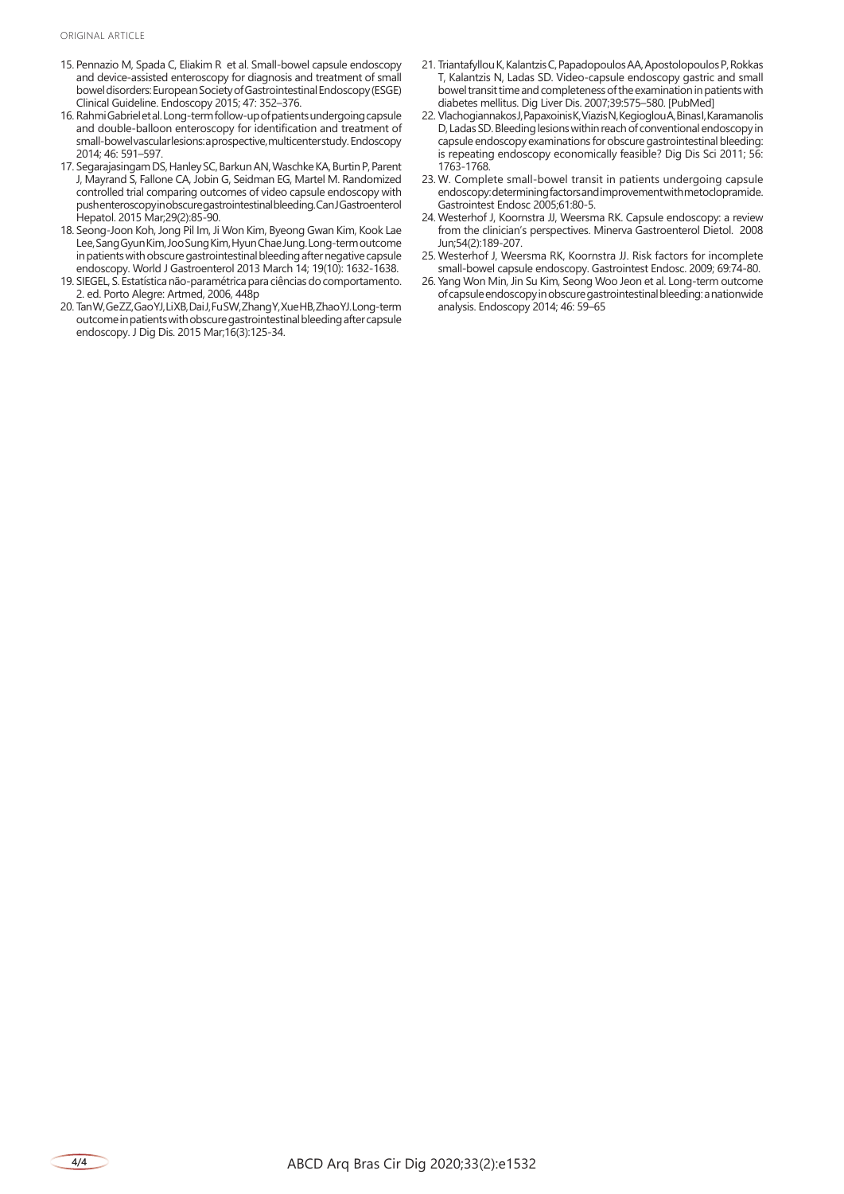15. Pennazio M, Spada C, Eliakim R et al. Small-bowel capsule endoscopy and device-assisted enteroscopy for diagnosis and treatment of small bowel disorders: European Society of Gastrointestinal Endoscopy (ESGE) Clinical Guideline. Endoscopy 2015; 47: 352–376.
16. Rahmi Gabriel et al. Long-term follow-up of patients undergoing capsule and double-balloon enteroscopy for identification and treatment of small-bowel vascular lesions: a prospective, multicenter study. Endoscopy 2014; 46: 591–597.
17. Segarajasingam DS, Hanley SC, Barkun AN, Waschke KA, Burtin P, Parent J, Mayrand S, Fallone CA, Jobin G, Seidman EG, Martel M. Randomized controlled trial comparing outcomes of video capsule endoscopy with push enteroscopy in obscure gastrointestinal bleeding. Can J Gastroenterol Hepatol. 2015 Mar;29(2):85-90.
18. Seong-Joon Koh, Jong Pil Im, Ji Won Kim, Byeong Gwan Kim, Kook Lae Lee, Sang Gyun Kim, Joo Sung Kim, Hyun Chae Jung. Long-term outcome in patients with obscure gastrointestinal bleeding after negative capsule endoscopy. World J Gastroenterol 2013 March 14; 19(10): 1632-1638.
19. SIEGEL, S. Estatística não-paramétrica para ciências do comportamento. 2. ed. Porto Alegre: Artmed, 2006, 448p
20. Tan W, Ge ZZ, Gao YJ, Li XB, Dai J, Fu SW, Zhang Y, Xue HB, Zhao YJ. Long-term outcome in patients with obscure gastrointestinal bleeding after capsule endoscopy. J Dig Dis. 2015 Mar;16(3):125-34.
21. Triantafyllou K, Kalantzis C, Papadopoulos AA, Apostolopoulos P, Rokkas T, Kalantzis N, Ladas SD. Video-capsule endoscopy gastric and small bowel transit time and completeness of the examination in patients with diabetes mellitus. Dig Liver Dis. 2007;39:575–580. [PubMed]
22. Vlachogiannakos J, Papaxoinis K, Viazis N, Kegioglou A, Binas I, Karamanolis D, Ladas SD. Bleeding lesions within reach of conventional endoscopy in capsule endoscopy examinations for obscure gastrointestinal bleeding: is repeating endoscopy economically feasible? Dig Dis Sci 2011; 56: 1763-1768.
23. W. Complete small-bowel transit in patients undergoing capsule endoscopy: determining factors and improvement with metoclopramide. Gastrointest Endosc 2005;61:80-5.
24. Westerhof J, Koornstra JJ, Weersma RK. Capsule endoscopy: a review from the clinician's perspectives. Minerva Gastroenterol Dietol. 2008 Jun;54(2):189-207.
25. Westerhof J, Weersma RK, Koornstra JJ. Risk factors for incomplete small-bowel capsule endoscopy. Gastrointest Endosc. 2009; 69:74-80.
26. Yang Won Min, Jin Su Kim, Seong Woo Jeon et al. Long-term outcome of capsule endoscopy in obscure gastrointestinal bleeding: a nationwide analysis. Endoscopy 2014; 46: 59–65